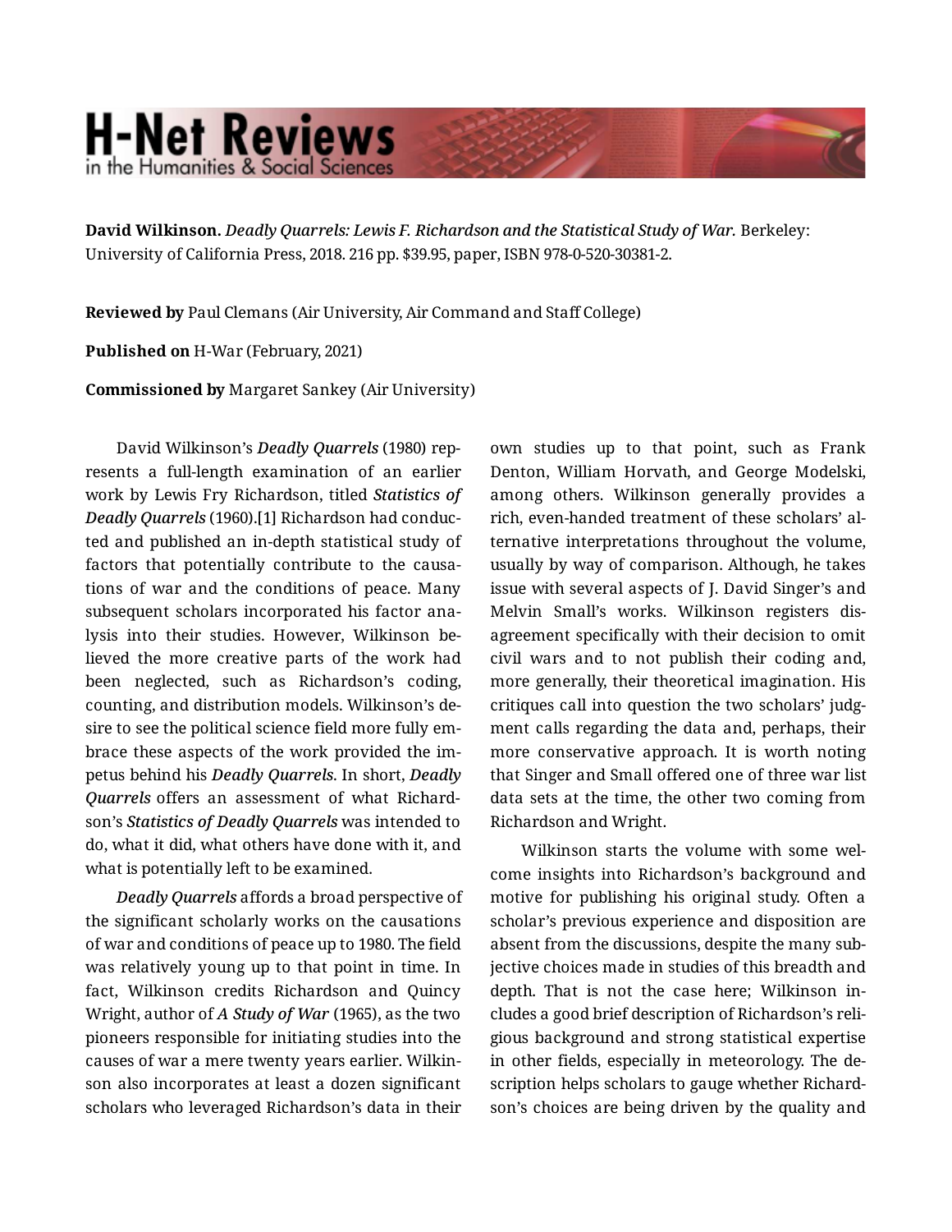**David Wilkinson.** *Deadly Quarrels: Lewis F. Richardson and the Statistical Study of War.* Berkeley: University of California Press, 2018. 216 pp. $39.95, paper, ISBN 978-0-520-30381-2.

**Reviewed by** Paul Clemans (Air University, Air Command and Staff College)

**Published on** H-War (February, 2021)

**Commissioned by** Margaret Sankey (Air University)

David Wilkinson's ***Deadly Quarrels*** (1980) represents a full-length examination of an earlier work by Lewis Fry Richardson, titled ***Statistics of Deadly Quarrels*** (1960).[1] Richardson had conducted and published an in-depth statistical study of factors that potentially contribute to the causations of war and the conditions of peace. Many subsequent scholars incorporated his factor analysis into their studies. However, Wilkinson believed the more creative parts of the work had been neglected, such as Richardson's coding, counting, and distribution models. Wilkinson's desire to see the political science field more fully embrace these aspects of the work provided the impetus behind his ***Deadly Quarrels***. In short, ***Deadly Quarrels*** offers an assessment of what Richardson's ***Statistics of Deadly Quarrels*** was intended to do, what it did, what others have done with it, and what is potentially left to be examined.

***Deadly Quarrels*** affords a broad perspective of the significant scholarly works on the causations of war and conditions of peace up to 1980. The field was relatively young up to that point in time. In fact, Wilkinson credits Richardson and Quincy Wright, author of ***A Study of War*** (1965), as the two pioneers responsible for initiating studies into the causes of war a mere twenty years earlier. Wilkinson also incorporates at least a dozen significant scholars who leveraged Richardson's data in their own studies up to that point, such as Frank Denton, William Horvath, and George Modelski, among others. Wilkinson generally provides a rich, even-handed treatment of these scholars' alternative interpretations throughout the volume, usually by way of comparison. Although, he takes issue with several aspects of J. David Singer's and Melvin Small's works. Wilkinson registers disagreement specifically with their decision to omit civil wars and to not publish their coding and, more generally, their theoretical imagination. His critiques call into question the two scholars' judgment calls regarding the data and, perhaps, their more conservative approach. It is worth noting that Singer and Small offered one of three war list data sets at the time, the other two coming from Richardson and Wright.

Wilkinson starts the volume with some welcome insights into Richardson's background and motive for publishing his original study. Often a scholar's previous experience and disposition are absent from the discussions, despite the many subjective choices made in studies of this breadth and depth. That is not the case here; Wilkinson includes a good brief description of Richardson's religious background and strong statistical expertise in other fields, especially in meteorology. The description helps scholars to gauge whether Richardson's choices are being driven by the quality and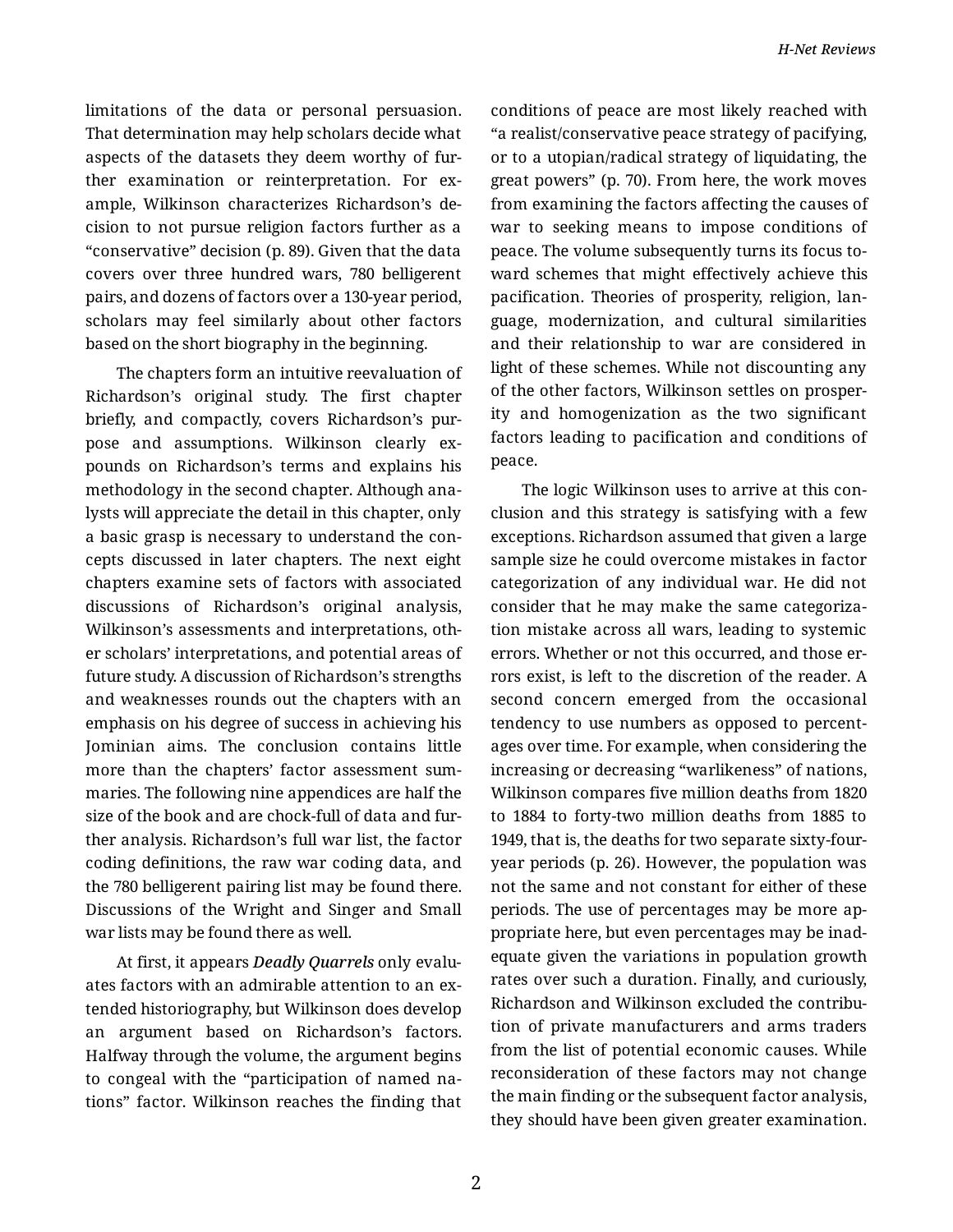limitations of the data or personal persuasion. That determination may help scholars decide what aspects of the datasets they deem worthy of further examination or reinterpretation. For example, Wilkinson characterizes Richardson's decision to not pursue religion factors further as a "conservative" decision (p. 89). Given that the data covers over three hundred wars, 780 belligerent pairs, and dozens of factors over a 130-year period, scholars may feel similarly about other factors based on the short biography in the beginning.

The chapters form an intuitive reevaluation of Richardson's original study. The first chapter briefly, and compactly, covers Richardson's purpose and assumptions. Wilkinson clearly expounds on Richardson's terms and explains his methodology in the second chapter. Although analysts will appreciate the detail in this chapter, only a basic grasp is necessary to understand the concepts discussed in later chapters. The next eight chapters examine sets of factors with associated discussions of Richardson's original analysis, Wilkinson's assessments and interpretations, other scholars' interpretations, and potential areas of future study. A discussion of Richardson's strengths and weaknesses rounds out the chapters with an emphasis on his degree of success in achieving his Jominian aims. The conclusion contains little more than the chapters' factor assessment summaries. The following nine appendices are half the size of the book and are chock-full of data and further analysis. Richardson's full war list, the factor coding definitions, the raw war coding data, and the 780 belligerent pairing list may be found there. Discussions of the Wright and Singer and Small war lists may be found there as well.

At first, it appears *Deadly Quarrels* only evaluates factors with an admirable attention to an extended historiography, but Wilkinson does develop an argument based on Richardson's factors. Halfway through the volume, the argument begins to congeal with the "participation of named nations" factor. Wilkinson reaches the finding that conditions of peace are most likely reached with "a realist/conservative peace strategy of pacifying, or to a utopian/radical strategy of liquidating, the great powers" (p. 70). From here, the work moves from examining the factors affecting the causes of war to seeking means to impose conditions of peace. The volume subsequently turns its focus toward schemes that might effectively achieve this pacification. Theories of prosperity, religion, language, modernization, and cultural similarities and their relationship to war are considered in light of these schemes. While not discounting any of the other factors, Wilkinson settles on prosperity and homogenization as the two significant factors leading to pacification and conditions of peace.

The logic Wilkinson uses to arrive at this conclusion and this strategy is satisfying with a few exceptions. Richardson assumed that given a large sample size he could overcome mistakes in factor categorization of any individual war. He did not consider that he may make the same categorization mistake across all wars, leading to systemic errors. Whether or not this occurred, and those errors exist, is left to the discretion of the reader. A second concern emerged from the occasional tendency to use numbers as opposed to percentages over time. For example, when considering the increasing or decreasing "warlikeness" of nations, Wilkinson compares five million deaths from 1820 to 1884 to forty-two million deaths from 1885 to 1949, that is, the deaths for two separate sixty-four-year periods (p. 26). However, the population was not the same and not constant for either of these periods. The use of percentages may be more appropriate here, but even percentages may be inadequate given the variations in population growth rates over such a duration. Finally, and curiously, Richardson and Wilkinson excluded the contribution of private manufacturers and arms traders from the list of potential economic causes. While reconsideration of these factors may not change the main finding or the subsequent factor analysis, they should have been given greater examination.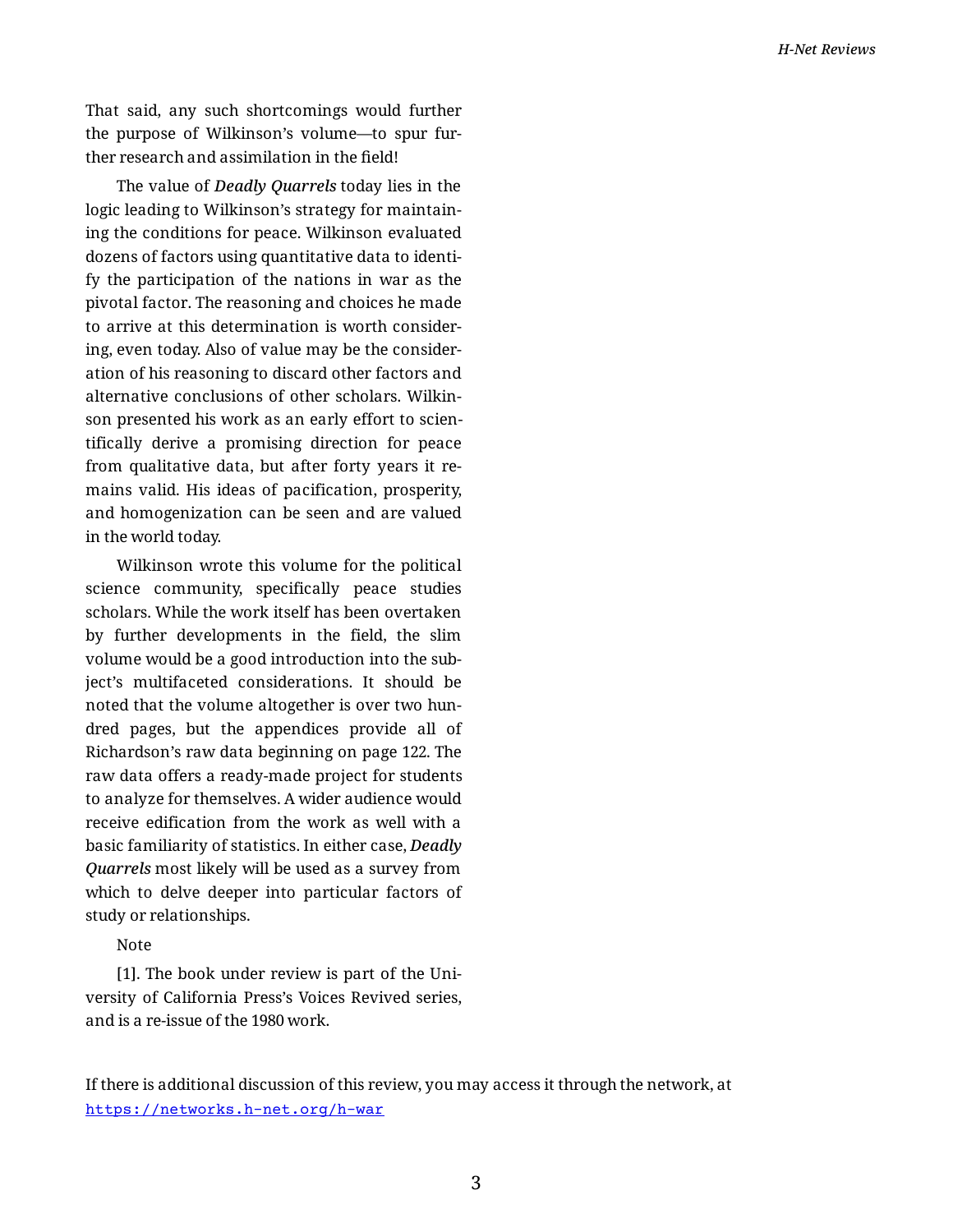That said, any such shortcomings would further the purpose of Wilkinson's volume—to spur further research and assimilation in the field!

The value of ***Deadly Quarrels*** today lies in the logic leading to Wilkinson's strategy for maintaining the conditions for peace. Wilkinson evaluated dozens of factors using quantitative data to identify the participation of the nations in war as the pivotal factor. The reasoning and choices he made to arrive at this determination is worth considering, even today. Also of value may be the consideration of his reasoning to discard other factors and alternative conclusions of other scholars. Wilkinson presented his work as an early effort to scientifically derive a promising direction for peace from qualitative data, but after forty years it remains valid. His ideas of pacification, prosperity, and homogenization can be seen and are valued in the world today.

Wilkinson wrote this volume for the political science community, specifically peace studies scholars. While the work itself has been overtaken by further developments in the field, the slim volume would be a good introduction into the subject's multifaceted considerations. It should be noted that the volume altogether is over two hundred pages, but the appendices provide all of Richardson's raw data beginning on page 122. The raw data offers a ready-made project for students to analyze for themselves. A wider audience would receive edification from the work as well with a basic familiarity of statistics. In either case, ***Deadly Quarrels*** most likely will be used as a survey from which to delve deeper into particular factors of study or relationships.

Note

[1]. The book under review is part of the University of California Press's Voices Revived series, and is a re-issue of the 1980 work.

If there is additional discussion of this review, you may access it through the network, at https://networks.h-net.org/h-war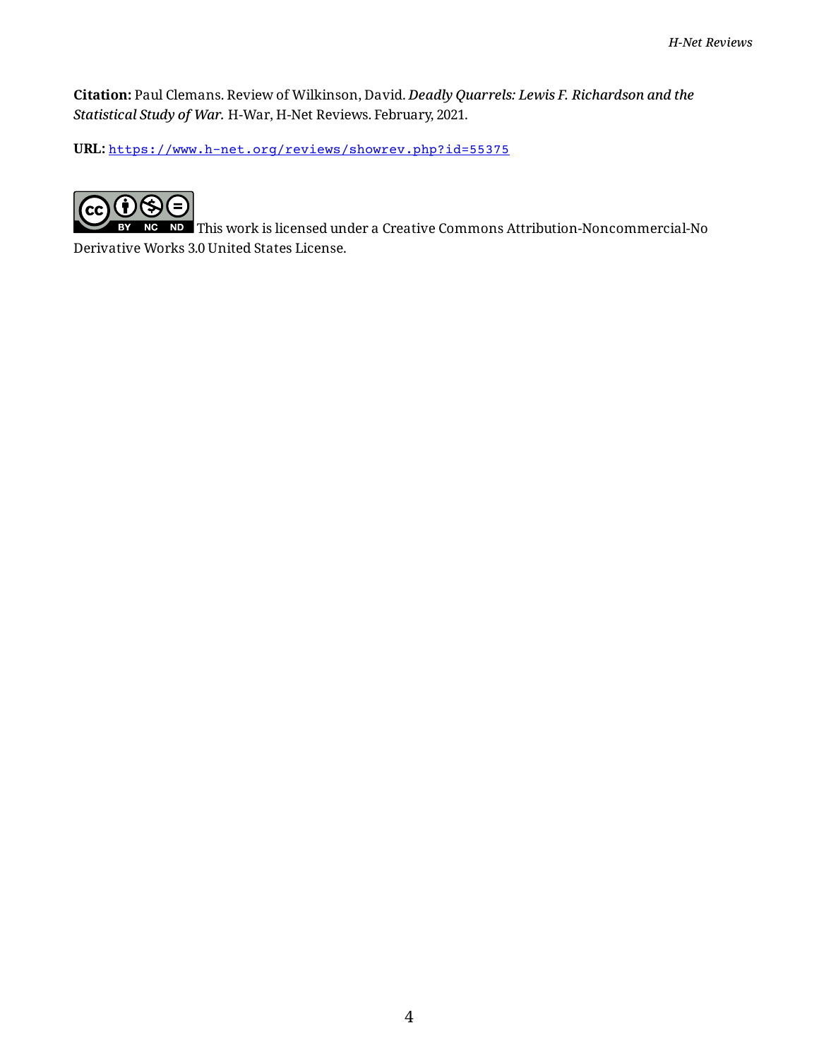**Citation:** Paul Clemans. Review of Wilkinson, David. *Deadly Quarrels: Lewis F. Richardson and the Statistical Study of War.* H-War, H-Net Reviews. February, 2021.

**URL:** https://www.h-net.org/reviews/showrev.php?id=55375

This work is licensed under a Creative Commons Attribution-Noncommercial-No Derivative Works 3.0 United States License.